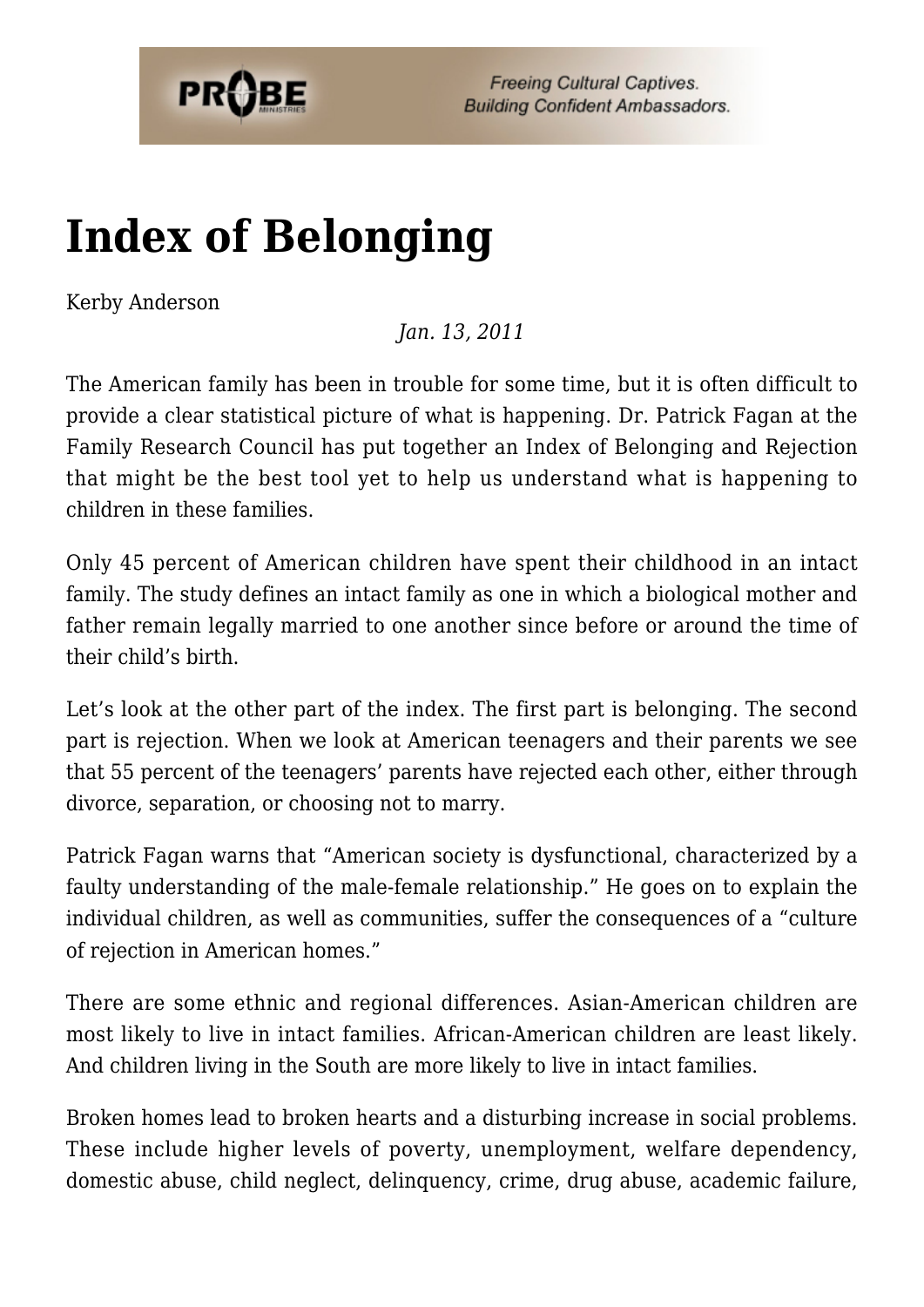# Index of Belonging

Kerby Anderson

*Jan. 13, 2011*

The American family has been in trouble for some time, but it is often difficult to provide a clear statistical picture of what is happening. Dr. Patrick Fagan at the Family Research Council has put together an Index of Belonging and Rejection that might be the best tool yet to help us understand what is happening to children in these families.

Only 45 percent of American children have spent their childhood in an intact family. The study defines an intact family as one in which a biological mother and father remain legally married to one another since before or around the time of their child's birth.

Let's look at the other part of the index. The first part is belonging. The second part is rejection. When we look at American teenagers and their parents we see that 55 percent of the teenagers' parents have rejected each other, either through divorce, separation, or choosing not to marry.

Patrick Fagan warns that "American society is dysfunctional, characterized by a faulty understanding of the male-female relationship." He goes on to explain the individual children, as well as communities, suffer the consequences of a "culture of rejection in American homes."

There are some ethnic and regional differences. Asian-American children are most likely to live in intact families. African-American children are least likely. And children living in the South are more likely to live in intact families.

Broken homes lead to broken hearts and a disturbing increase in social problems. These include higher levels of poverty, unemployment, welfare dependency, domestic abuse, child neglect, delinquency, crime, drug abuse, academic failure,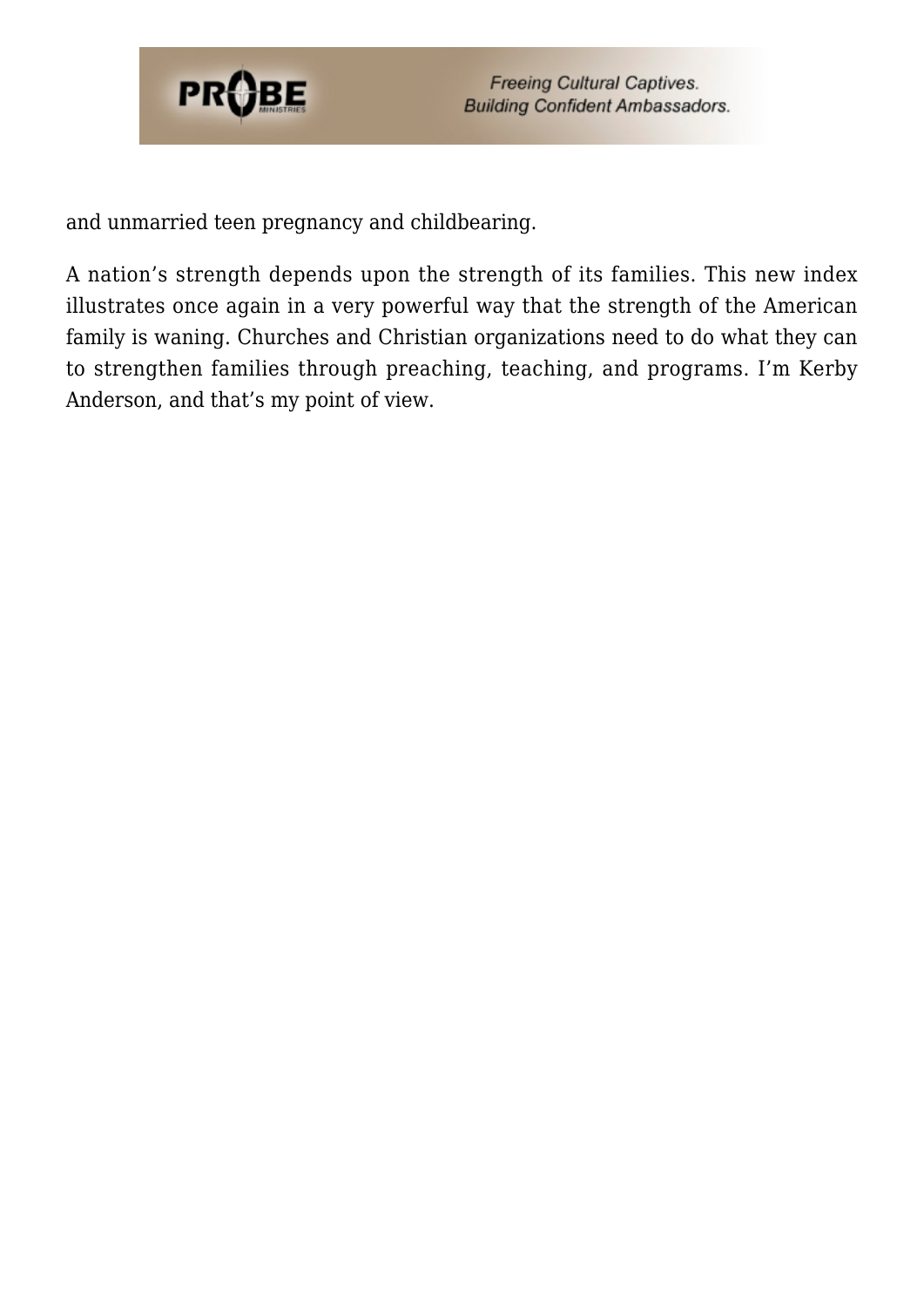and unmarried teen pregnancy and childbearing.

A nation's strength depends upon the strength of its families. This new index illustrates once again in a very powerful way that the strength of the American family is waning. Churches and Christian organizations need to do what they can to strengthen families through preaching, teaching, and programs. I'm Kerby Anderson, and that's my point of view.